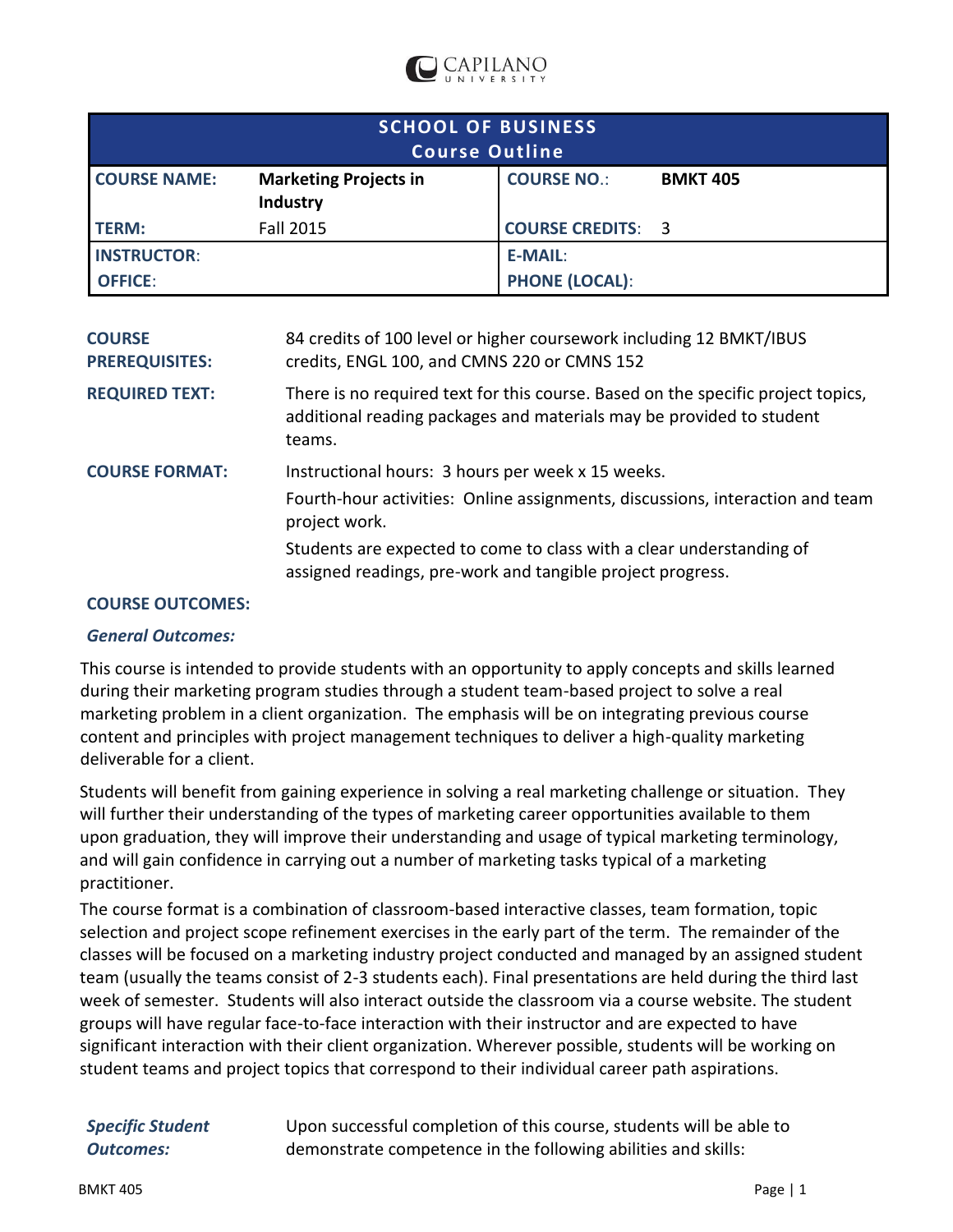CAPILANO UNIVERSITY

| SCHOOL OF BUSINESS Course Outline | | | |
|---|---|---|---|
| **COURSE NAME:** | **Marketing Projects in Industry** | **COURSE NO.:** | **BMKT 405** |
| **TERM:** | Fall 2015 | **COURSE CREDITS:** | 3 |
| **INSTRUCTOR:** | | **E-MAIL:** | |
| **OFFICE:** | | **PHONE (LOCAL):** | |

**COURSE PREREQUISITES:** 84 credits of 100 level or higher coursework including 12 BMKT/IBUS credits, ENGL 100, and CMNS 220 or CMNS 152

**REQUIRED TEXT:** There is no required text for this course. Based on the specific project topics, additional reading packages and materials may be provided to student teams.

**COURSE FORMAT:** Instructional hours: 3 hours per week x 15 weeks.

Fourth-hour activities: Online assignments, discussions, interaction and team project work.

Students are expected to come to class with a clear understanding of assigned readings, pre-work and tangible project progress.

**COURSE OUTCOMES:**

***General Outcomes:***

This course is intended to provide students with an opportunity to apply concepts and skills learned during their marketing program studies through a student team-based project to solve a real marketing problem in a client organization. The emphasis will be on integrating previous course content and principles with project management techniques to deliver a high-quality marketing deliverable for a client.

Students will benefit from gaining experience in solving a real marketing challenge or situation. They will further their understanding of the types of marketing career opportunities available to them upon graduation, they will improve their understanding and usage of typical marketing terminology, and will gain confidence in carrying out a number of marketing tasks typical of a marketing practitioner.

The course format is a combination of classroom-based interactive classes, team formation, topic selection and project scope refinement exercises in the early part of the term. The remainder of the classes will be focused on a marketing industry project conducted and managed by an assigned student team (usually the teams consist of 2-3 students each). Final presentations are held during the third last week of semester. Students will also interact outside the classroom via a course website. The student groups will have regular face-to-face interaction with their instructor and are expected to have significant interaction with their client organization. Wherever possible, students will be working on student teams and project topics that correspond to their individual career path aspirations.

***Specific Student Outcomes:*** Upon successful completion of this course, students will be able to demonstrate competence in the following abilities and skills: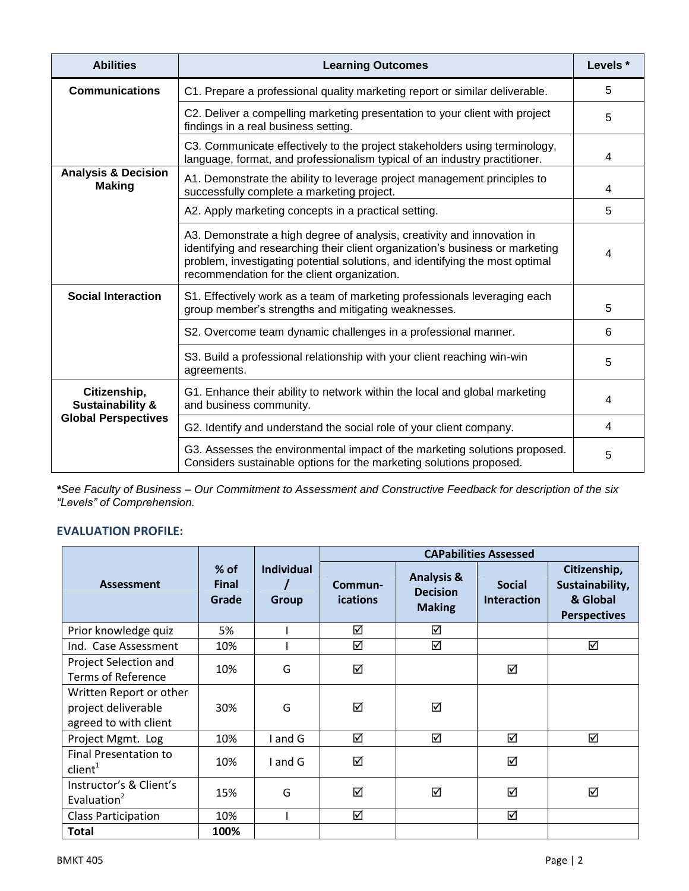| Abilities | Learning Outcomes | Levels * |
|---|---|---|
| **Communications** | C1. Prepare a professional quality marketing report or similar deliverable. | 5 |
| | C2. Deliver a compelling marketing presentation to your client with project findings in a real business setting. | 5 |
| | C3. Communicate effectively to the project stakeholders using terminology, language, format, and professionalism typical of an industry practitioner. | 4 |
| **Analysis & Decision Making** | A1. Demonstrate the ability to leverage project management principles to successfully complete a marketing project. | 4 |
| | A2. Apply marketing concepts in a practical setting. | 5 |
| | A3. Demonstrate a high degree of analysis, creativity and innovation in identifying and researching their client organization's business or marketing problem, investigating potential solutions, and identifying the most optimal recommendation for the client organization. | 4 |
| **Social Interaction** | S1. Effectively work as a team of marketing professionals leveraging each group member's strengths and mitigating weaknesses. | 5 |
| | S2. Overcome team dynamic challenges in a professional manner. | 6 |
| | S3. Build a professional relationship with your client reaching win-win agreements. | 5 |
| **Citizenship, Sustainability & Global Perspectives** | G1. Enhance their ability to network within the local and global marketing and business community. | 4 |
| | G2. Identify and understand the social role of your client company. | 4 |
| | G3. Assesses the environmental impact of the marketing solutions proposed. Considers sustainable options for the marketing solutions proposed. | 5 |

***See Faculty of Business – Our Commitment to Assessment and Constructive Feedback for description of the six "Levels" of Comprehension.***

## EVALUATION PROFILE:

| Assessment | % of Final Grade | Individual / Group | CAPabilities Assessed | | | |
|---|---|---|---|---|---|---|
| | | | Communications | Analysis & Decision Making | Social Interaction | Citizenship, Sustainability, & Global Perspectives |
| Prior knowledge quiz | 5% | I | ☑ | ☑ | | |
| Ind. Case Assessment | 10% | I | ☑ | ☑ | | ☑ |
| Project Selection and Terms of Reference | 10% | G | ☑ | | ☑ | |
| Written Report or other project deliverable agreed to with client | 30% | G | ☑ | ☑ | | |
| Project Mgmt. Log | 10% | I and G | ☑ | ☑ | ☑ | ☑ |
| Final Presentation to client[1] | 10% | I and G | ☑ | | ☑ | |
| Instructor's & Client's Evaluation[2] | 15% | G | ☑ | ☑ | ☑ | ☑ |
| Class Participation | 10% | I | ☑ | | ☑ | |
| **Total** | **100%** | | | | | |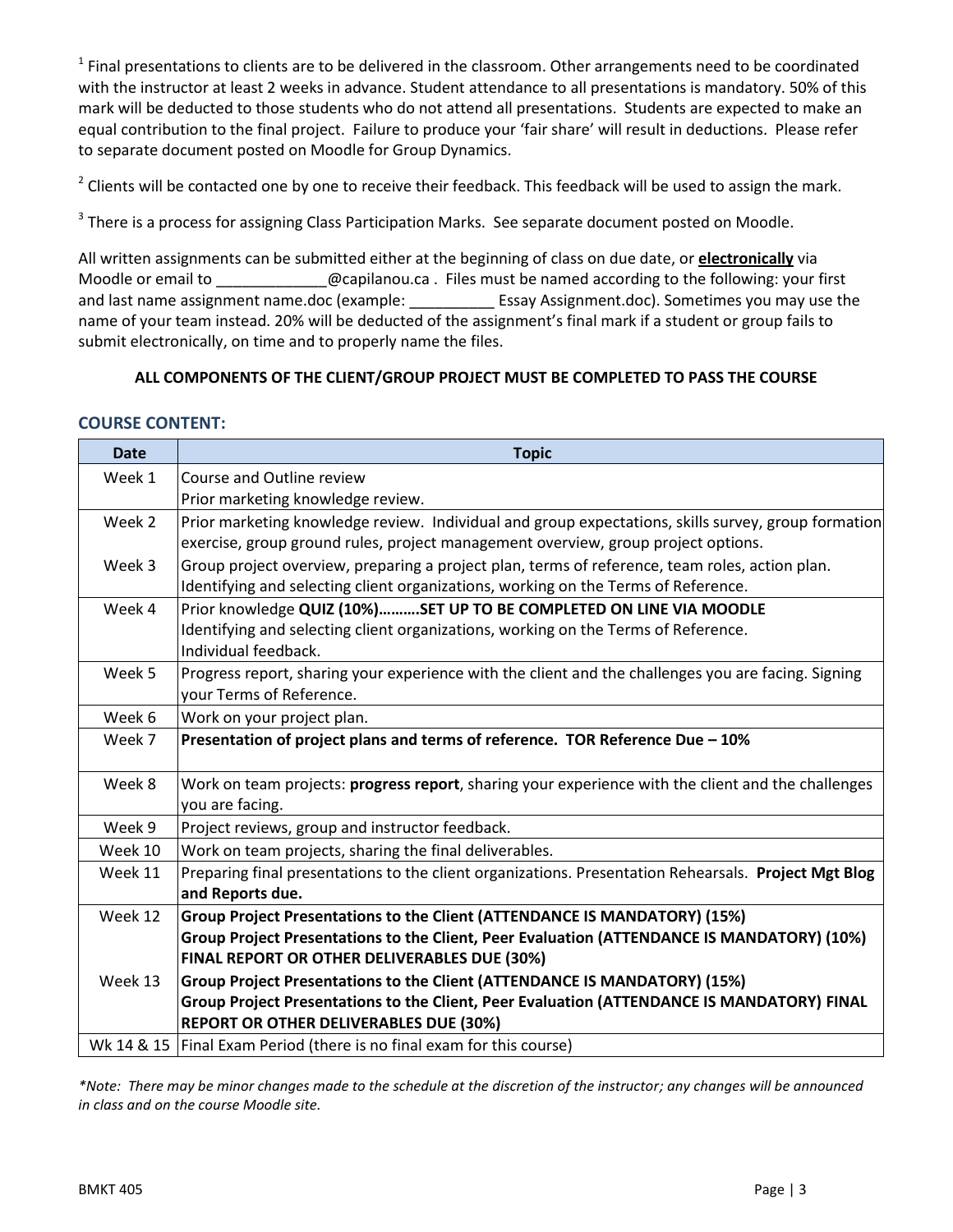[1] Final presentations to clients are to be delivered in the classroom. Other arrangements need to be coordinated with the instructor at least 2 weeks in advance. Student attendance to all presentations is mandatory. 50% of this mark will be deducted to those students who do not attend all presentations. Students are expected to make an equal contribution to the final project. Failure to produce your 'fair share' will result in deductions. Please refer to separate document posted on Moodle for Group Dynamics.

[2] Clients will be contacted one by one to receive their feedback. This feedback will be used to assign the mark.

[3] There is a process for assigning Class Participation Marks. See separate document posted on Moodle.

All written assignments can be submitted either at the beginning of class on due date, or **electronically** via Moodle or email to _____________@capilanou.ca . Files must be named according to the following: your first and last name assignment name.doc (example: __________ Essay Assignment.doc). Sometimes you may use the name of your team instead. 20% will be deducted of the assignment's final mark if a student or group fails to submit electronically, on time and to properly name the files.

**ALL COMPONENTS OF THE CLIENT/GROUP PROJECT MUST BE COMPLETED TO PASS THE COURSE**

## COURSE CONTENT:

| Date | Topic |
|---|---|
| Week 1 | Course and Outline review<br>Prior marketing knowledge review. |
| Week 2 | Prior marketing knowledge review. Individual and group expectations, skills survey, group formation exercise, group ground rules, project management overview, group project options. |
| Week 3 | Group project overview, preparing a project plan, terms of reference, team roles, action plan. Identifying and selecting client organizations, working on the Terms of Reference. |
| Week 4 | Prior knowledge **QUIZ (10%)……….SET UP TO BE COMPLETED ON LINE VIA MOODLE**<br>Identifying and selecting client organizations, working on the Terms of Reference.<br>Individual feedback. |
| Week 5 | Progress report, sharing your experience with the client and the challenges you are facing. Signing your Terms of Reference. |
| Week 6 | Work on your project plan. |
| Week 7 | **Presentation of project plans and terms of reference. TOR Reference Due – 10%** |
| Week 8 | Work on team projects: **progress report**, sharing your experience with the client and the challenges you are facing. |
| Week 9 | Project reviews, group and instructor feedback. |
| Week 10 | Work on team projects, sharing the final deliverables. |
| Week 11 | Preparing final presentations to the client organizations. Presentation Rehearsals. **Project Mgt Blog and Reports due.** |
| Week 12 | **Group Project Presentations to the Client (ATTENDANCE IS MANDATORY) (15%)**<br>**Group Project Presentations to the Client, Peer Evaluation (ATTENDANCE IS MANDATORY) (10%)**<br>**FINAL REPORT OR OTHER DELIVERABLES DUE (30%)** |
| Week 13 | **Group Project Presentations to the Client (ATTENDANCE IS MANDATORY) (15%)**<br>**Group Project Presentations to the Client, Peer Evaluation (ATTENDANCE IS MANDATORY) FINAL REPORT OR OTHER DELIVERABLES DUE (30%)** |
| Wk 14 & 15 | Final Exam Period (there is no final exam for this course) |

*\*Note: There may be minor changes made to the schedule at the discretion of the instructor; any changes will be announced in class and on the course Moodle site.*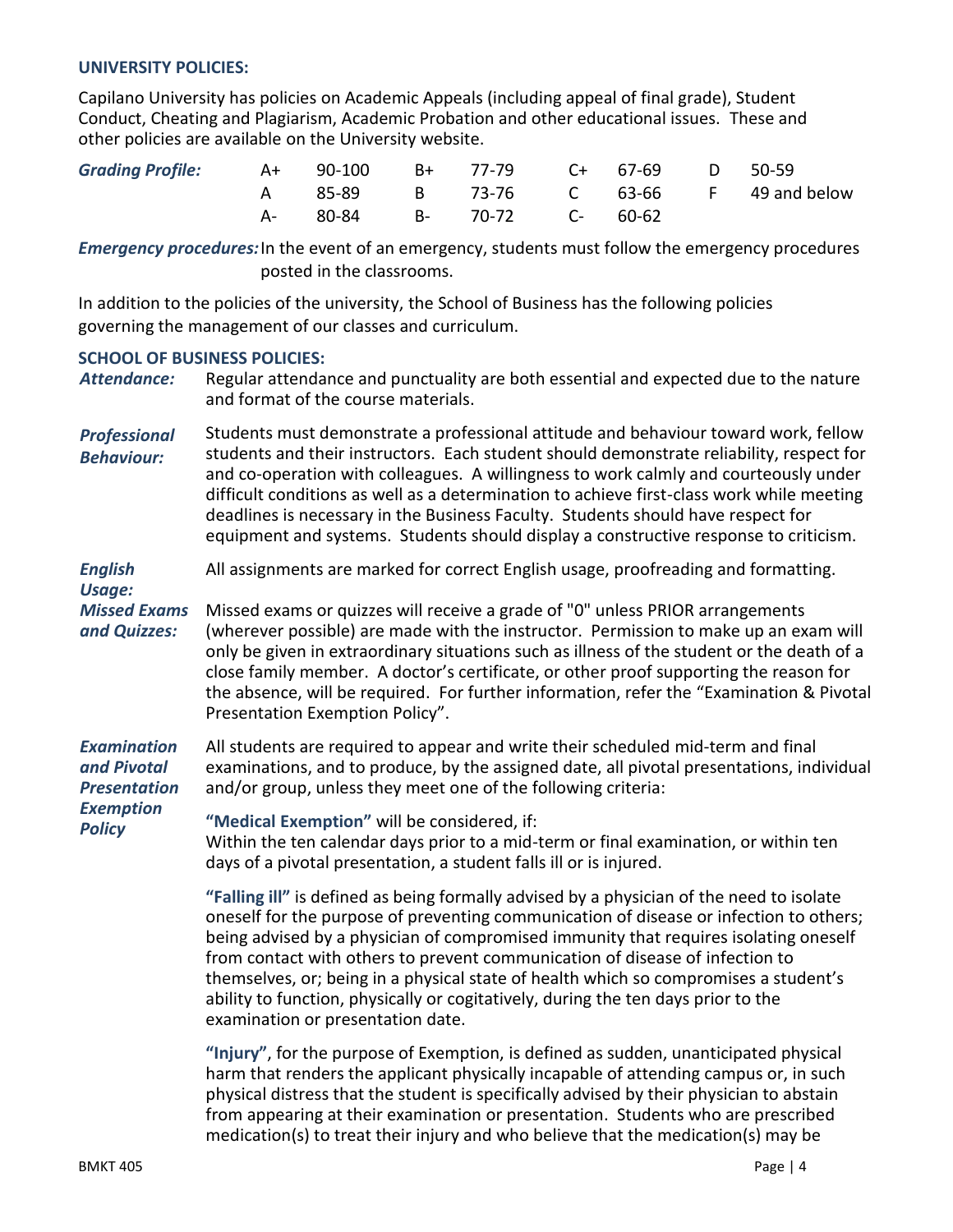## UNIVERSITY POLICIES:

Capilano University has policies on Academic Appeals (including appeal of final grade), Student Conduct, Cheating and Plagiarism, Academic Probation and other educational issues. These and other policies are available on the University website.

***Grading Profile:***

| | | | | | | | |
|---|---|---|---|---|---|---|---|
| A+ | 90-100 | B+ | 77-79 | C+ | 67-69 | D | 50-59 |
| A | 85-89 | B | 73-76 | C | 63-66 | F | 49 and below |
| A- | 80-84 | B- | 70-72 | C- | 60-62 | | |

***Emergency procedures:*** In the event of an emergency, students must follow the emergency procedures posted in the classrooms.

In addition to the policies of the university, the School of Business has the following policies governing the management of our classes and curriculum.

## SCHOOL OF BUSINESS POLICIES:

***Attendance:*** Regular attendance and punctuality are both essential and expected due to the nature and format of the course materials.

***Professional Behaviour:*** Students must demonstrate a professional attitude and behaviour toward work, fellow students and their instructors. Each student should demonstrate reliability, respect for and co-operation with colleagues. A willingness to work calmly and courteously under difficult conditions as well as a determination to achieve first-class work while meeting deadlines is necessary in the Business Faculty. Students should have respect for equipment and systems. Students should display a constructive response to criticism.

***English Usage:*** All assignments are marked for correct English usage, proofreading and formatting.

***Missed Exams and Quizzes:*** Missed exams or quizzes will receive a grade of "0" unless PRIOR arrangements (wherever possible) are made with the instructor. Permission to make up an exam will only be given in extraordinary situations such as illness of the student or the death of a close family member. A doctor's certificate, or other proof supporting the reason for the absence, will be required. For further information, refer the "Examination & Pivotal Presentation Exemption Policy".

***Examination and Pivotal Presentation Exemption Policy*** All students are required to appear and write their scheduled mid-term and final examinations, and to produce, by the assigned date, all pivotal presentations, individual and/or group, unless they meet one of the following criteria:

**"Medical Exemption"** will be considered, if:
Within the ten calendar days prior to a mid-term or final examination, or within ten days of a pivotal presentation, a student falls ill or is injured.

**"Falling ill"** is defined as being formally advised by a physician of the need to isolate oneself for the purpose of preventing communication of disease or infection to others; being advised by a physician of compromised immunity that requires isolating oneself from contact with others to prevent communication of disease of infection to themselves, or; being in a physical state of health which so compromises a student's ability to function, physically or cogitatively, during the ten days prior to the examination or presentation date.

**"Injury"**, for the purpose of Exemption, is defined as sudden, unanticipated physical harm that renders the applicant physically incapable of attending campus or, in such physical distress that the student is specifically advised by their physician to abstain from appearing at their examination or presentation. Students who are prescribed medication(s) to treat their injury and who believe that the medication(s) may be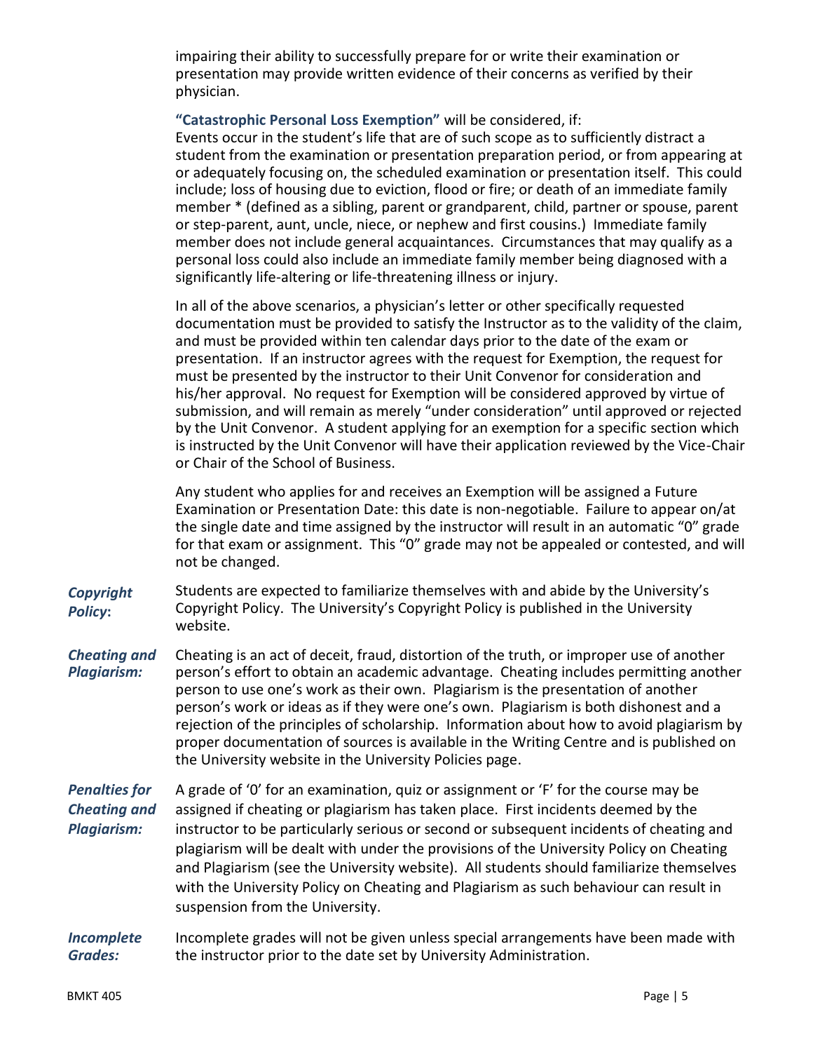impairing their ability to successfully prepare for or write their examination or presentation may provide written evidence of their concerns as verified by their physician.

**"Catastrophic Personal Loss Exemption"** will be considered, if:
Events occur in the student's life that are of such scope as to sufficiently distract a student from the examination or presentation preparation period, or from appearing at or adequately focusing on, the scheduled examination or presentation itself. This could include; loss of housing due to eviction, flood or fire; or death of an immediate family member * (defined as a sibling, parent or grandparent, child, partner or spouse, parent or step-parent, aunt, uncle, niece, or nephew and first cousins.) Immediate family member does not include general acquaintances. Circumstances that may qualify as a personal loss could also include an immediate family member being diagnosed with a significantly life-altering or life-threatening illness or injury.

In all of the above scenarios, a physician's letter or other specifically requested documentation must be provided to satisfy the Instructor as to the validity of the claim, and must be provided within ten calendar days prior to the date of the exam or presentation. If an instructor agrees with the request for Exemption, the request for must be presented by the instructor to their Unit Convenor for consideration and his/her approval. No request for Exemption will be considered approved by virtue of submission, and will remain as merely "under consideration" until approved or rejected by the Unit Convenor. A student applying for an exemption for a specific section which is instructed by the Unit Convenor will have their application reviewed by the Vice-Chair or Chair of the School of Business.

Any student who applies for and receives an Exemption will be assigned a Future Examination or Presentation Date: this date is non-negotiable. Failure to appear on/at the single date and time assigned by the instructor will result in an automatic "0" grade for that exam or assignment. This "0" grade may not be appealed or contested, and will not be changed.

***Copyright Policy*:** Students are expected to familiarize themselves with and abide by the University's Copyright Policy. The University's Copyright Policy is published in the University website.

***Cheating and Plagiarism:*** Cheating is an act of deceit, fraud, distortion of the truth, or improper use of another person's effort to obtain an academic advantage. Cheating includes permitting another person to use one's work as their own. Plagiarism is the presentation of another person's work or ideas as if they were one's own. Plagiarism is both dishonest and a rejection of the principles of scholarship. Information about how to avoid plagiarism by proper documentation of sources is available in the Writing Centre and is published on the University website in the University Policies page.

***Penalties for Cheating and Plagiarism:*** A grade of '0' for an examination, quiz or assignment or 'F' for the course may be assigned if cheating or plagiarism has taken place. First incidents deemed by the instructor to be particularly serious or second or subsequent incidents of cheating and plagiarism will be dealt with under the provisions of the University Policy on Cheating and Plagiarism (see the University website). All students should familiarize themselves with the University Policy on Cheating and Plagiarism as such behaviour can result in suspension from the University.

***Incomplete Grades:*** Incomplete grades will not be given unless special arrangements have been made with the instructor prior to the date set by University Administration.